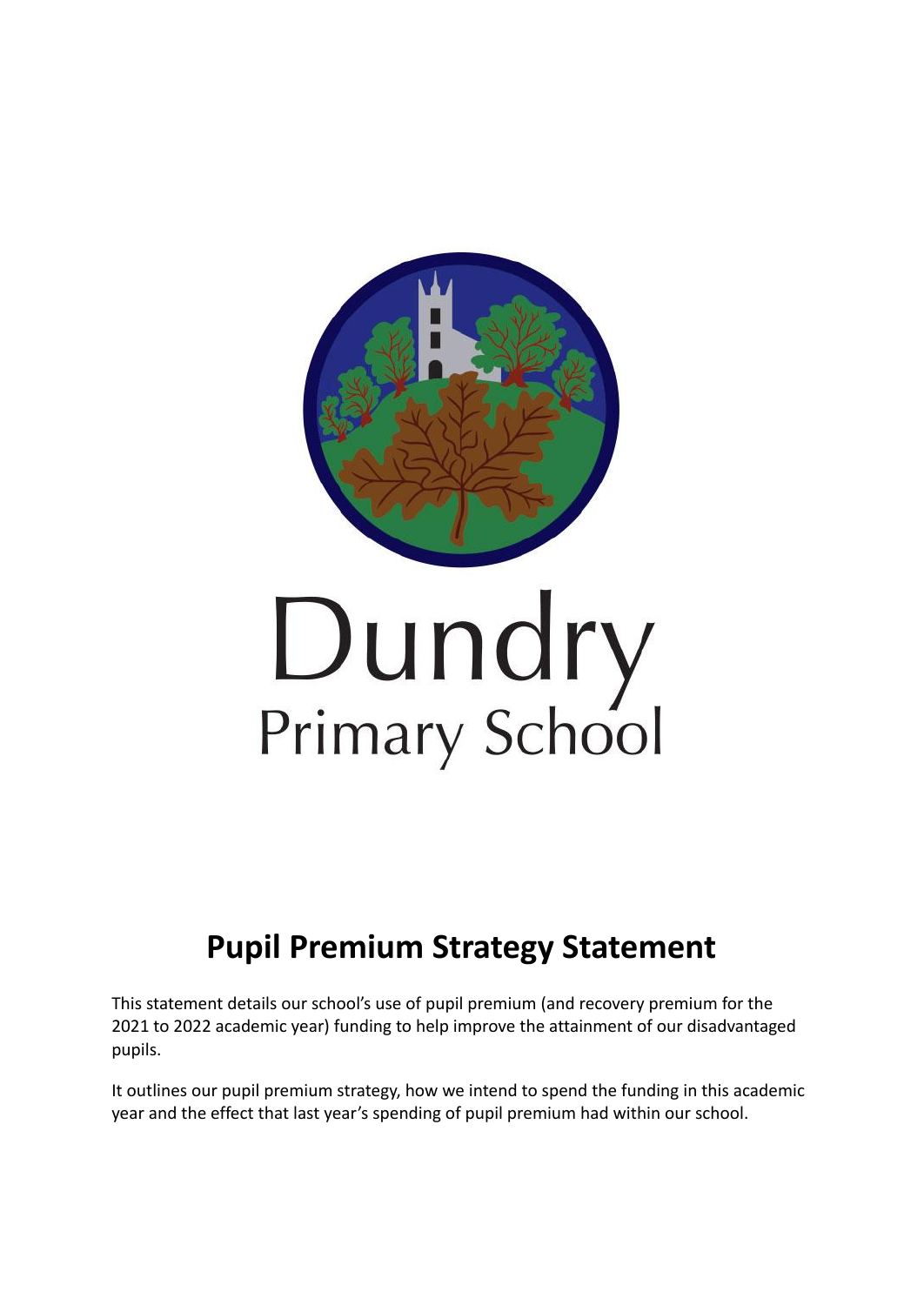Dundry
Primary School

# Pupil Premium Strategy Statement

This statement details our school's use of pupil premium (and recovery premium for the 2021 to 2022 academic year) funding to help improve the attainment of our disadvantaged pupils.

It outlines our pupil premium strategy, how we intend to spend the funding in this academic year and the effect that last year's spending of pupil premium had within our school.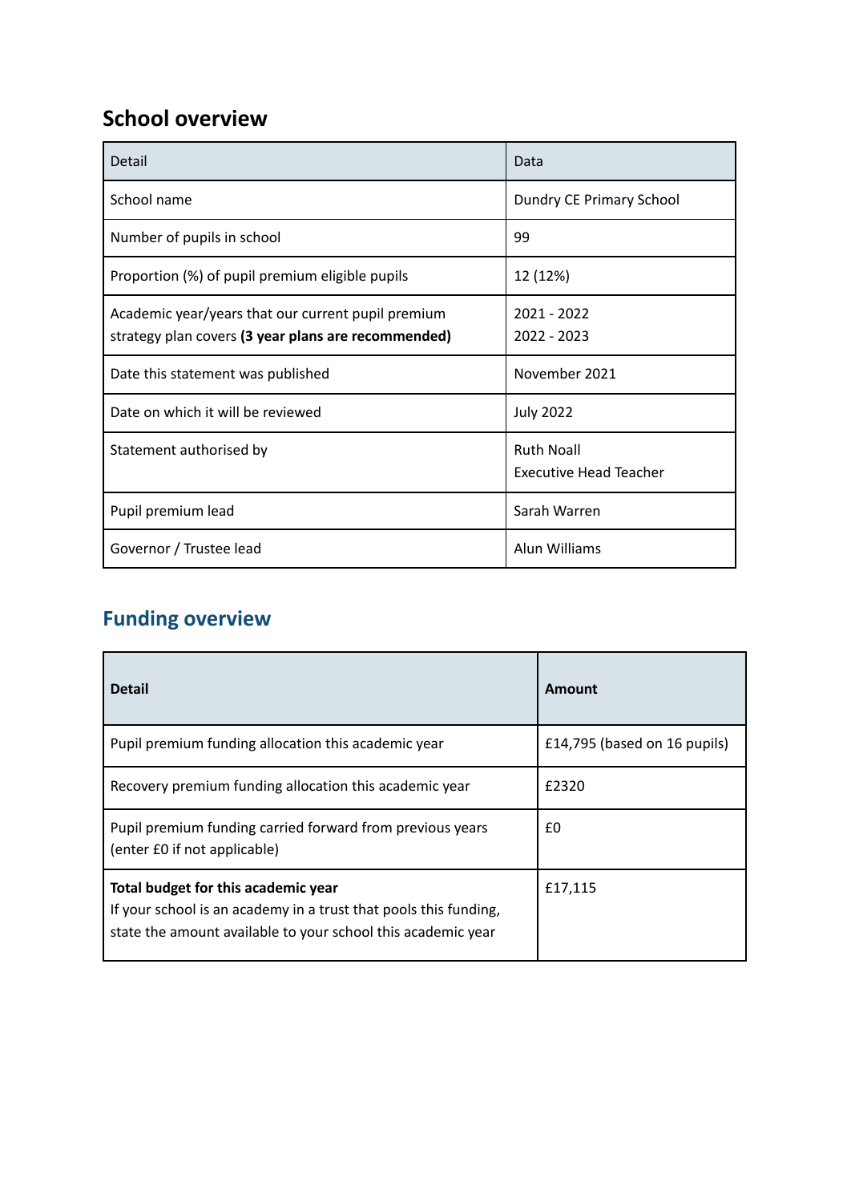## School overview

| Detail | Data |
|---|---|
| School name | Dundry CE Primary School |
| Number of pupils in school | 99 |
| Proportion (%) of pupil premium eligible pupils | 12 (12%) |
| Academic year/years that our current pupil premium strategy plan covers **(3 year plans are recommended)** | 2021 - 2022<br>2022 - 2023 |
| Date this statement was published | November 2021 |
| Date on which it will be reviewed | July 2022 |
| Statement authorised by | Ruth Noall<br>Executive Head Teacher |
| Pupil premium lead | Sarah Warren |
| Governor / Trustee lead | Alun Williams |

## Funding overview

| **Detail** | **Amount** |
|---|---|
| Pupil premium funding allocation this academic year | £14,795 (based on 16 pupils) |
| Recovery premium funding allocation this academic year | £2320 |
| Pupil premium funding carried forward from previous years (enter £0 if not applicable) | £0 |
| **Total budget for this academic year**<br>If your school is an academy in a trust that pools this funding, state the amount available to your school this academic year | £17,115 |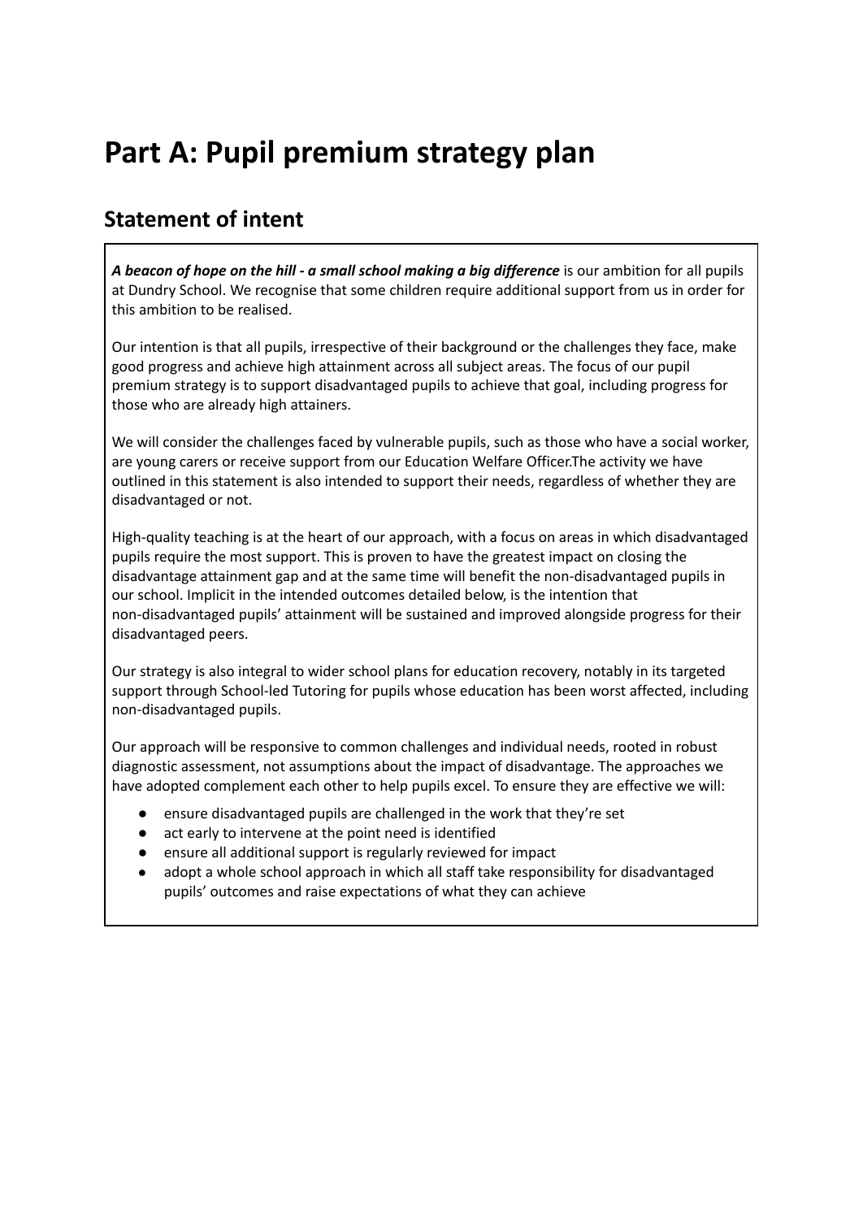# Part A: Pupil premium strategy plan

## Statement of intent

***A beacon of hope on the hill - a small school making a big difference*** is our ambition for all pupils at Dundry School. We recognise that some children require additional support from us in order for this ambition to be realised.

Our intention is that all pupils, irrespective of their background or the challenges they face, make good progress and achieve high attainment across all subject areas. The focus of our pupil premium strategy is to support disadvantaged pupils to achieve that goal, including progress for those who are already high attainers.

We will consider the challenges faced by vulnerable pupils, such as those who have a social worker, are young carers or receive support from our Education Welfare Officer.The activity we have outlined in this statement is also intended to support their needs, regardless of whether they are disadvantaged or not.

High-quality teaching is at the heart of our approach, with a focus on areas in which disadvantaged pupils require the most support. This is proven to have the greatest impact on closing the disadvantage attainment gap and at the same time will benefit the non-disadvantaged pupils in our school. Implicit in the intended outcomes detailed below, is the intention that non-disadvantaged pupils' attainment will be sustained and improved alongside progress for their disadvantaged peers.

Our strategy is also integral to wider school plans for education recovery, notably in its targeted support through School-led Tutoring for pupils whose education has been worst affected, including non-disadvantaged pupils.

Our approach will be responsive to common challenges and individual needs, rooted in robust diagnostic assessment, not assumptions about the impact of disadvantage. The approaches we have adopted complement each other to help pupils excel. To ensure they are effective we will:

- ensure disadvantaged pupils are challenged in the work that they're set
- act early to intervene at the point need is identified
- ensure all additional support is regularly reviewed for impact
- adopt a whole school approach in which all staff take responsibility for disadvantaged pupils' outcomes and raise expectations of what they can achieve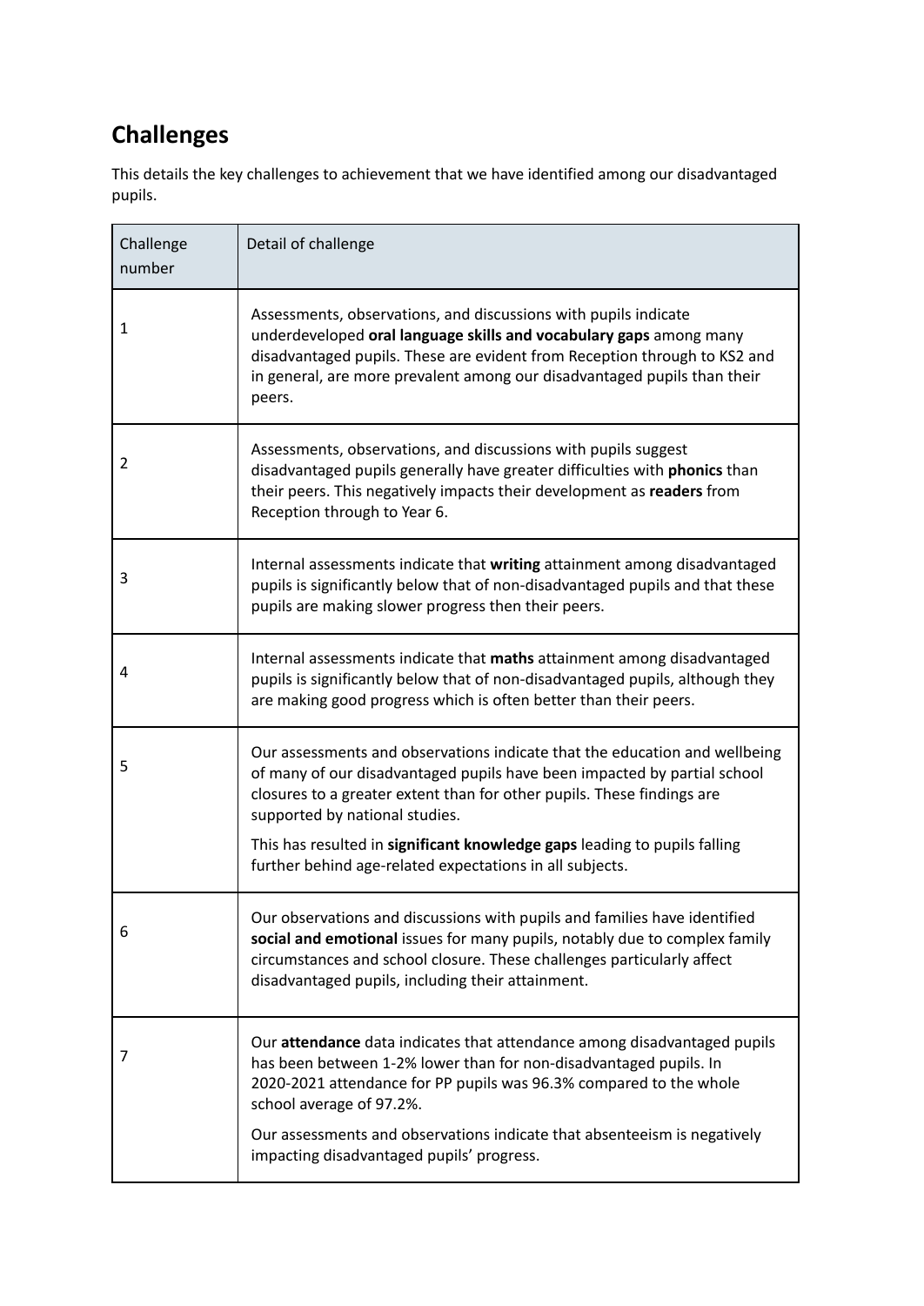## Challenges

This details the key challenges to achievement that we have identified among our disadvantaged pupils.

| Challenge number | Detail of challenge |
| --- | --- |
| 1 | Assessments, observations, and discussions with pupils indicate underdeveloped **oral language skills and vocabulary gaps** among many disadvantaged pupils. These are evident from Reception through to KS2 and in general, are more prevalent among our disadvantaged pupils than their peers. |
| 2 | Assessments, observations, and discussions with pupils suggest disadvantaged pupils generally have greater difficulties with **phonics** than their peers. This negatively impacts their development as **readers** from Reception through to Year 6. |
| 3 | Internal assessments indicate that **writing** attainment among disadvantaged pupils is significantly below that of non-disadvantaged pupils and that these pupils are making slower progress then their peers. |
| 4 | Internal assessments indicate that **maths** attainment among disadvantaged pupils is significantly below that of non-disadvantaged pupils, although they are making good progress which is often better than their peers. |
| 5 | Our assessments and observations indicate that the education and wellbeing of many of our disadvantaged pupils have been impacted by partial school closures to a greater extent than for other pupils. These findings are supported by national studies.<br><br>This has resulted in **significant knowledge gaps** leading to pupils falling further behind age-related expectations in all subjects. |
| 6 | Our observations and discussions with pupils and families have identified **social and emotional** issues for many pupils, notably due to complex family circumstances and school closure. These challenges particularly affect disadvantaged pupils, including their attainment. |
| 7 | Our **attendance** data indicates that attendance among disadvantaged pupils has been between 1-2% lower than for non-disadvantaged pupils. In 2020-2021 attendance for PP pupils was 96.3% compared to the whole school average of 97.2%.<br><br>Our assessments and observations indicate that absenteeism is negatively impacting disadvantaged pupils' progress. |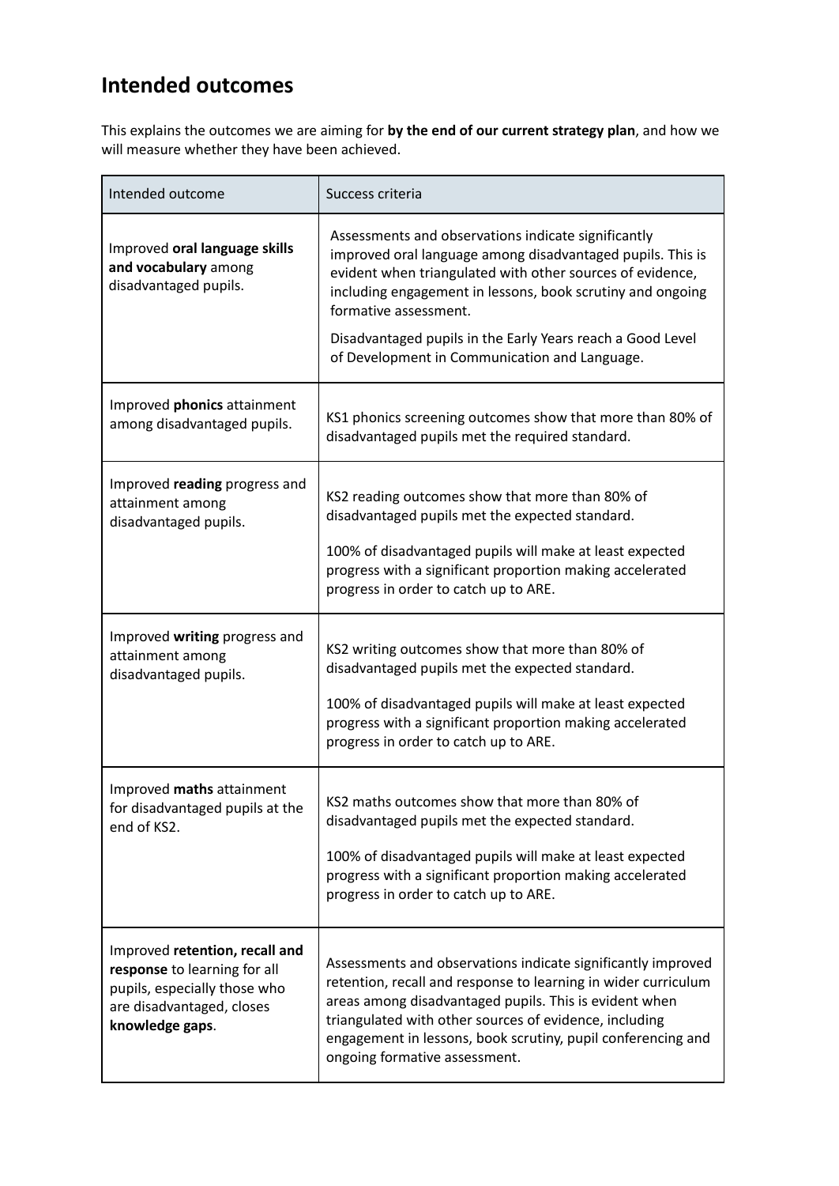## Intended outcomes

This explains the outcomes we are aiming for **by the end of our current strategy plan**, and how we will measure whether they have been achieved.

| Intended outcome | Success criteria |
| --- | --- |
| Improved **oral language skills and vocabulary** among disadvantaged pupils. | Assessments and observations indicate significantly improved oral language among disadvantaged pupils. This is evident when triangulated with other sources of evidence, including engagement in lessons, book scrutiny and ongoing formative assessment.<br><br>Disadvantaged pupils in the Early Years reach a Good Level of Development in Communication and Language. |
| Improved **phonics** attainment among disadvantaged pupils. | KS1 phonics screening outcomes show that more than 80% of disadvantaged pupils met the required standard. |
| Improved **reading** progress and attainment among disadvantaged pupils. | KS2 reading outcomes show that more than 80% of disadvantaged pupils met the expected standard.<br><br>100% of disadvantaged pupils will make at least expected progress with a significant proportion making accelerated progress in order to catch up to ARE. |
| Improved **writing** progress and attainment among disadvantaged pupils. | KS2 writing outcomes show that more than 80% of disadvantaged pupils met the expected standard.<br><br>100% of disadvantaged pupils will make at least expected progress with a significant proportion making accelerated progress in order to catch up to ARE. |
| Improved **maths** attainment for disadvantaged pupils at the end of KS2. | KS2 maths outcomes show that more than 80% of disadvantaged pupils met the expected standard.<br><br>100% of disadvantaged pupils will make at least expected progress with a significant proportion making accelerated progress in order to catch up to ARE. |
| Improved **retention, recall and response** to learning for all pupils, especially those who are disadvantaged, closes **knowledge gaps**. | Assessments and observations indicate significantly improved retention, recall and response to learning in wider curriculum areas among disadvantaged pupils. This is evident when triangulated with other sources of evidence, including engagement in lessons, book scrutiny, pupil conferencing and ongoing formative assessment. |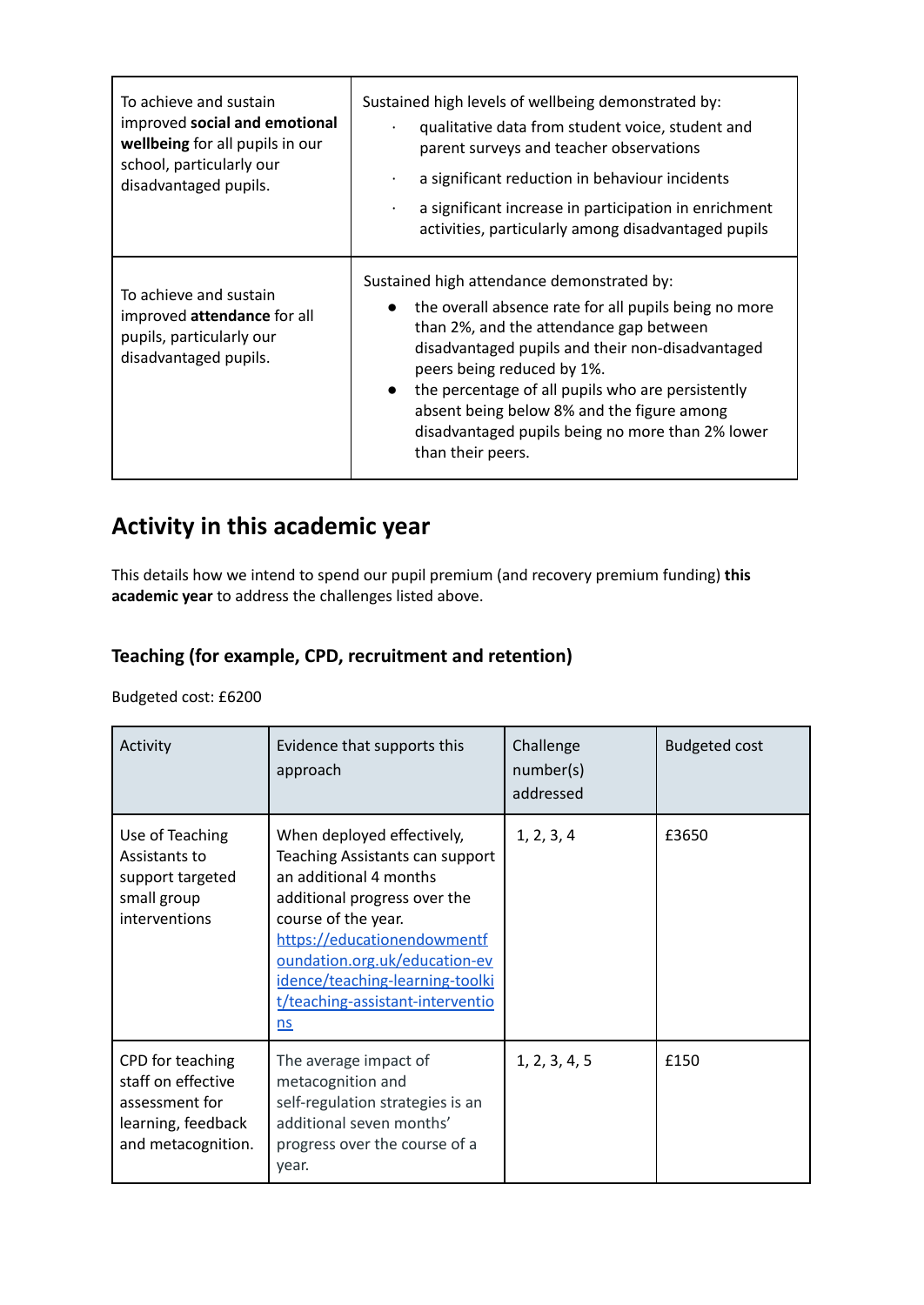| | |
|---|---|
| To achieve and sustain improved **social and emotional wellbeing** for all pupils in our school, particularly our disadvantaged pupils. | Sustained high levels of wellbeing demonstrated by:<br>· qualitative data from student voice, student and parent surveys and teacher observations<br>· a significant reduction in behaviour incidents<br>· a significant increase in participation in enrichment activities, particularly among disadvantaged pupils |
| To achieve and sustain improved **attendance** for all pupils, particularly our disadvantaged pupils. | Sustained high attendance demonstrated by:<br>● the overall absence rate for all pupils being no more than 2%, and the attendance gap between disadvantaged pupils and their non-disadvantaged peers being reduced by 1%.<br>● the percentage of all pupils who are persistently absent being below 8% and the figure among disadvantaged pupils being no more than 2% lower than their peers. |

## Activity in this academic year

This details how we intend to spend our pupil premium (and recovery premium funding) **this academic year** to address the challenges listed above.

### Teaching (for example, CPD, recruitment and retention)

Budgeted cost: £6200

| Activity | Evidence that supports this approach | Challenge number(s) addressed | Budgeted cost |
|---|---|---|---|
| Use of Teaching Assistants to support targeted small group interventions | When deployed effectively, Teaching Assistants can support an additional 4 months additional progress over the course of the year. [https://educationendowmentfoundation.org.uk/education-evidence/teaching-learning-toolkit/teaching-assistant-interventions](https://educationendowmentfoundation.org.uk/education-evidence/teaching-learning-toolkit/teaching-assistant-interventions) | 1, 2, 3, 4 | £3650 |
| CPD for teaching staff on effective assessment for learning, feedback and metacognition. | The average impact of metacognition and self-regulation strategies is an additional seven months' progress over the course of a year. | 1, 2, 3, 4, 5 | £150 |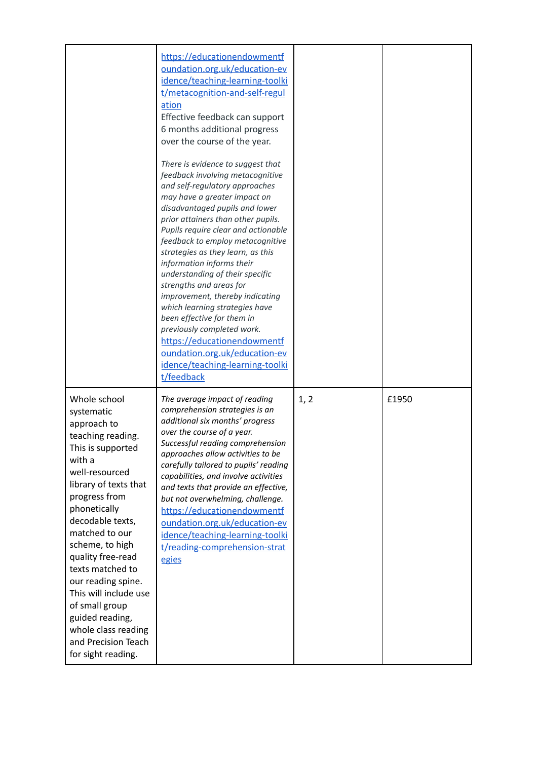| | | | |
|---|---|---|---|
| | https://educationendowmentfoundation.org.uk/education-evidence/teaching-learning-toolkit/metacognition-and-self-regulation<br>Effective feedback can support 6 months additional progress over the course of the year.<br><br>*There is evidence to suggest that feedback involving metacognitive and self-regulatory approaches may have a greater impact on disadvantaged pupils and lower prior attainers than other pupils. Pupils require clear and actionable feedback to employ metacognitive strategies as they learn, as this information informs their understanding of their specific strengths and areas for improvement, thereby indicating which learning strategies have been effective for them in previously completed work.*<br>https://educationendowmentfoundation.org.uk/education-evidence/teaching-learning-toolkit/feedback | | |
| Whole school systematic approach to teaching reading. This is supported with a well-resourced library of texts that progress from phonetically decodable texts, matched to our scheme, to high quality free-read texts matched to our reading spine. This will include use of small group guided reading, whole class reading and Precision Teach for sight reading. | *The average impact of reading comprehension strategies is an additional six months' progress over the course of a year. Successful reading comprehension approaches allow activities to be carefully tailored to pupils' reading capabilities, and involve activities and texts that provide an effective, but not overwhelming, challenge.*<br>https://educationendowmentfoundation.org.uk/education-evidence/teaching-learning-toolkit/reading-comprehension-strategies | 1, 2 | £1950 |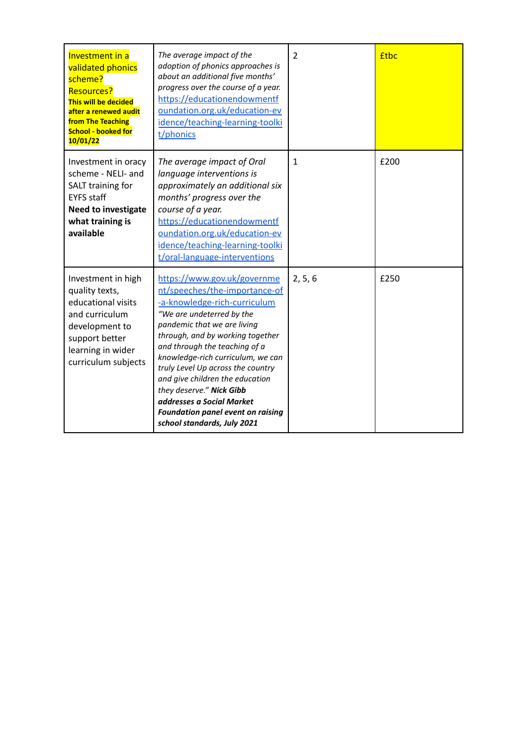| | | | |
|---|---|---|---|
| Investment in a validated phonics scheme? Resources? **This will be decided after a renewed audit from The Teaching School - booked for 10/01/22** | *The average impact of the adoption of phonics approaches is about an additional five months' progress over the course of a year.* https://educationendowmentfoundation.org.uk/education-evidence/teaching-learning-toolkit/phonics | 2 | £tbc |
| Investment in oracy scheme - NELI- and SALT training for EYFS staff **Need to investigate what training is available** | *The average impact of Oral language interventions is approximately an additional six months' progress over the course of a year.* https://educationendowmentfoundation.org.uk/education-evidence/teaching-learning-toolkit/oral-language-interventions | 1 | £200 |
| Investment in high quality texts, educational visits and curriculum development to support better learning in wider curriculum subjects | https://www.gov.uk/government/speeches/the-importance-of-a-knowledge-rich-curriculum *"We are undeterred by the pandemic that we are living through, and by working together and through the teaching of a knowledge-rich curriculum, we can truly Level Up across the country and give children the education they deserve."* ***Nick Gibb addresses a Social Market Foundation panel event on raising school standards, July 2021*** | 2, 5, 6 | £250 |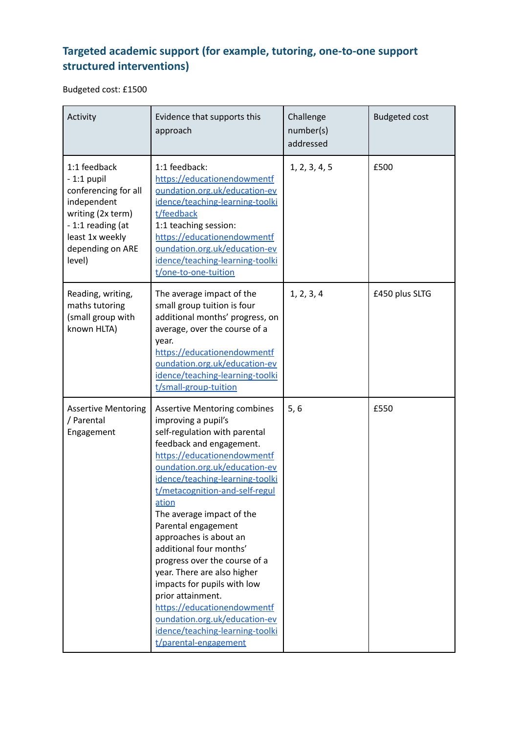## Targeted academic support (for example, tutoring, one-to-one support structured interventions)

Budgeted cost: £1500

| Activity | Evidence that supports this approach | Challenge number(s) addressed | Budgeted cost |
|---|---|---|---|
| 1:1 feedback<br>- 1:1 pupil conferencing for all independent writing (2x term)<br>- 1:1 reading (at least 1x weekly depending on ARE level) | 1:1 feedback: https://educationendowmentfoundation.org.uk/education-evidence/teaching-learning-toolkit/feedback<br>1:1 teaching session: https://educationendowmentfoundation.org.uk/education-evidence/teaching-learning-toolkit/one-to-one-tuition | 1, 2, 3, 4, 5 | £500 |
| Reading, writing, maths tutoring (small group with known HLTA) | The average impact of the small group tuition is four additional months' progress, on average, over the course of a year. https://educationendowmentfoundation.org.uk/education-evidence/teaching-learning-toolkit/small-group-tuition | 1, 2, 3, 4 | £450 plus SLTG |
| Assertive Mentoring / Parental Engagement | Assertive Mentoring combines improving a pupil's self-regulation with parental feedback and engagement. https://educationendowmentfoundation.org.uk/education-evidence/teaching-learning-toolkit/metacognition-and-self-regulation<br>The average impact of the Parental engagement approaches is about an additional four months' progress over the course of a year. There are also higher impacts for pupils with low prior attainment. https://educationendowmentfoundation.org.uk/education-evidence/teaching-learning-toolkit/parental-engagement | 5, 6 | £550 |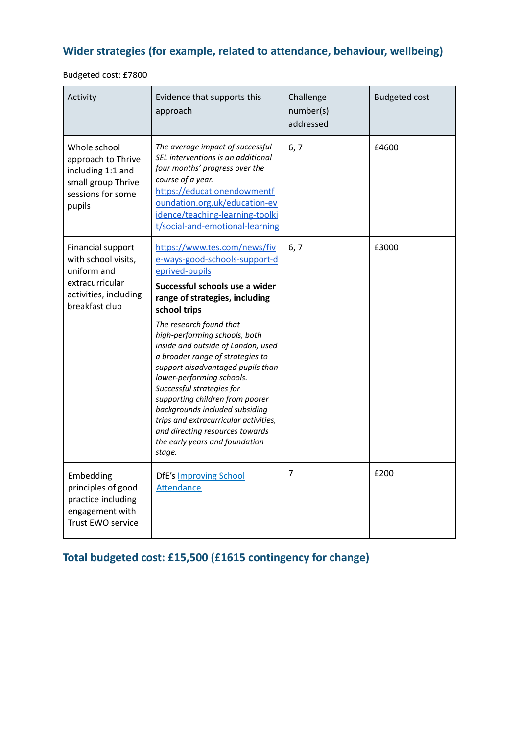## Wider strategies (for example, related to attendance, behaviour, wellbeing)

Budgeted cost: £7800

| Activity | Evidence that supports this approach | Challenge number(s) addressed | Budgeted cost |
|---|---|---|---|
| Whole school approach to Thrive including 1:1 and small group Thrive sessions for some pupils | *The average impact of successful SEL interventions is an additional four months' progress over the course of a year.* [https://educationendowmentfoundation.org.uk/education-evidence/teaching-learning-toolkit/social-and-emotional-learning](https://educationendowmentfoundation.org.uk/education-evidence/teaching-learning-toolkit/social-and-emotional-learning) | 6, 7 | £4600 |
| Financial support with school visits, uniform and extracurricular activities, including breakfast club | [https://www.tes.com/news/five-ways-good-schools-support-deprived-pupils](https://www.tes.com/news/five-ways-good-schools-support-deprived-pupils) **Successful schools use a wider range of strategies, including school trips** *The research found that high-performing schools, both inside and outside of London, used a broader range of strategies to support disadvantaged pupils than lower-performing schools. Successful strategies for supporting children from poorer backgrounds included subsiding trips and extracurricular activities, and directing resources towards the early years and foundation stage.* | 6, 7 | £3000 |
| Embedding principles of good practice including engagement with Trust EWO service | DfE's Improving School Attendance | 7 | £200 |

## Total budgeted cost: £15,500 (£1615 contingency for change)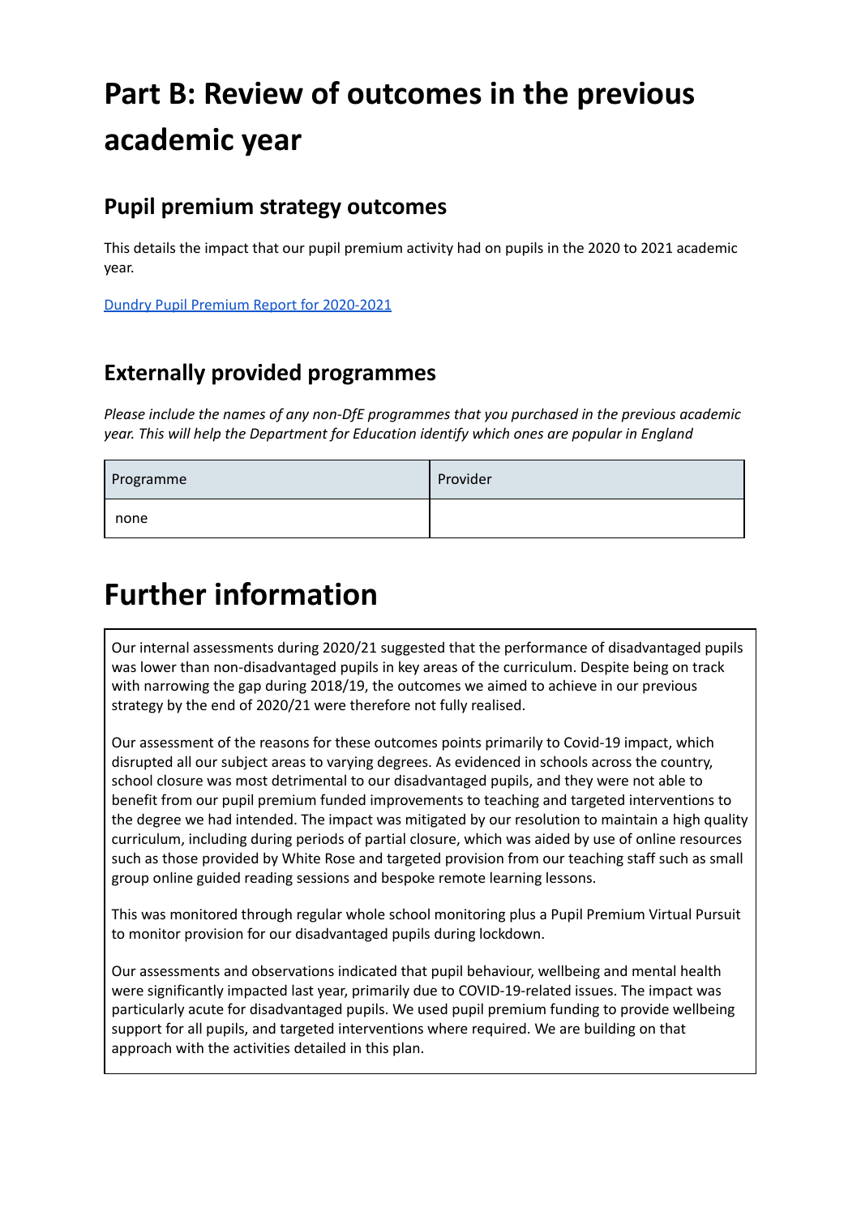# Part B: Review of outcomes in the previous academic year

## Pupil premium strategy outcomes

This details the impact that our pupil premium activity had on pupils in the 2020 to 2021 academic year.

Dundry Pupil Premium Report for 2020-2021

## Externally provided programmes

*Please include the names of any non-DfE programmes that you purchased in the previous academic year. This will help the Department for Education identify which ones are popular in England*

| Programme | Provider |
|---|---|
| none | |

# Further information

Our internal assessments during 2020/21 suggested that the performance of disadvantaged pupils was lower than non-disadvantaged pupils in key areas of the curriculum. Despite being on track with narrowing the gap during 2018/19, the outcomes we aimed to achieve in our previous strategy by the end of 2020/21 were therefore not fully realised.

Our assessment of the reasons for these outcomes points primarily to Covid-19 impact, which disrupted all our subject areas to varying degrees. As evidenced in schools across the country, school closure was most detrimental to our disadvantaged pupils, and they were not able to benefit from our pupil premium funded improvements to teaching and targeted interventions to the degree we had intended. The impact was mitigated by our resolution to maintain a high quality curriculum, including during periods of partial closure, which was aided by use of online resources such as those provided by White Rose and targeted provision from our teaching staff such as small group online guided reading sessions and bespoke remote learning lessons.

This was monitored through regular whole school monitoring plus a Pupil Premium Virtual Pursuit to monitor provision for our disadvantaged pupils during lockdown.

Our assessments and observations indicated that pupil behaviour, wellbeing and mental health were significantly impacted last year, primarily due to COVID-19-related issues. The impact was particularly acute for disadvantaged pupils. We used pupil premium funding to provide wellbeing support for all pupils, and targeted interventions where required. We are building on that approach with the activities detailed in this plan.